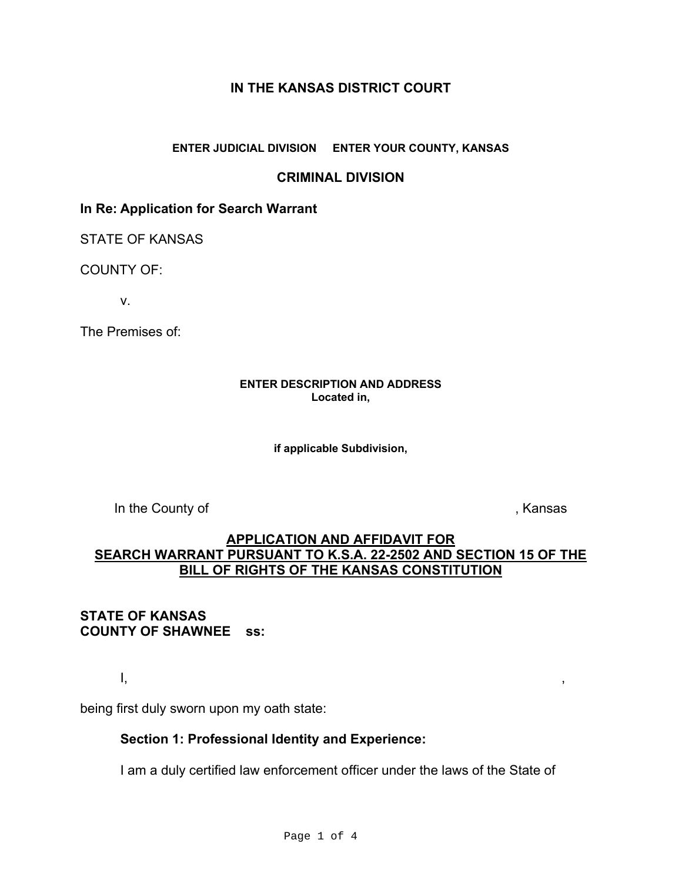**IN THE KANSAS DISTRICT COURT**

**ENTER JUDICIAL DIVISION     ENTER YOUR COUNTY, KANSAS**

**CRIMINAL DIVISION**

**In Re: Application for Search Warrant**

STATE OF KANSAS

COUNTY OF:

v.

The Premises of:

**ENTER DESCRIPTION AND ADDRESS**
**Located in,**

**if applicable Subdivision,**

In the County of                                                                                    , Kansas

**<u>APPLICATION AND AFFIDAVIT FOR SEARCH WARRANT PURSUANT TO K.S.A. 22-2502 AND SECTION 15 OF THE BILL OF RIGHTS OF THE KANSAS CONSTITUTION</u>**

**STATE OF KANSAS**
**COUNTY OF SHAWNEE    ss:**

I,                                                                                                                        ,

being first duly sworn upon my oath state:

**Section 1: Professional Identity and Experience:**

I am a duly certified law enforcement officer under the laws of the State of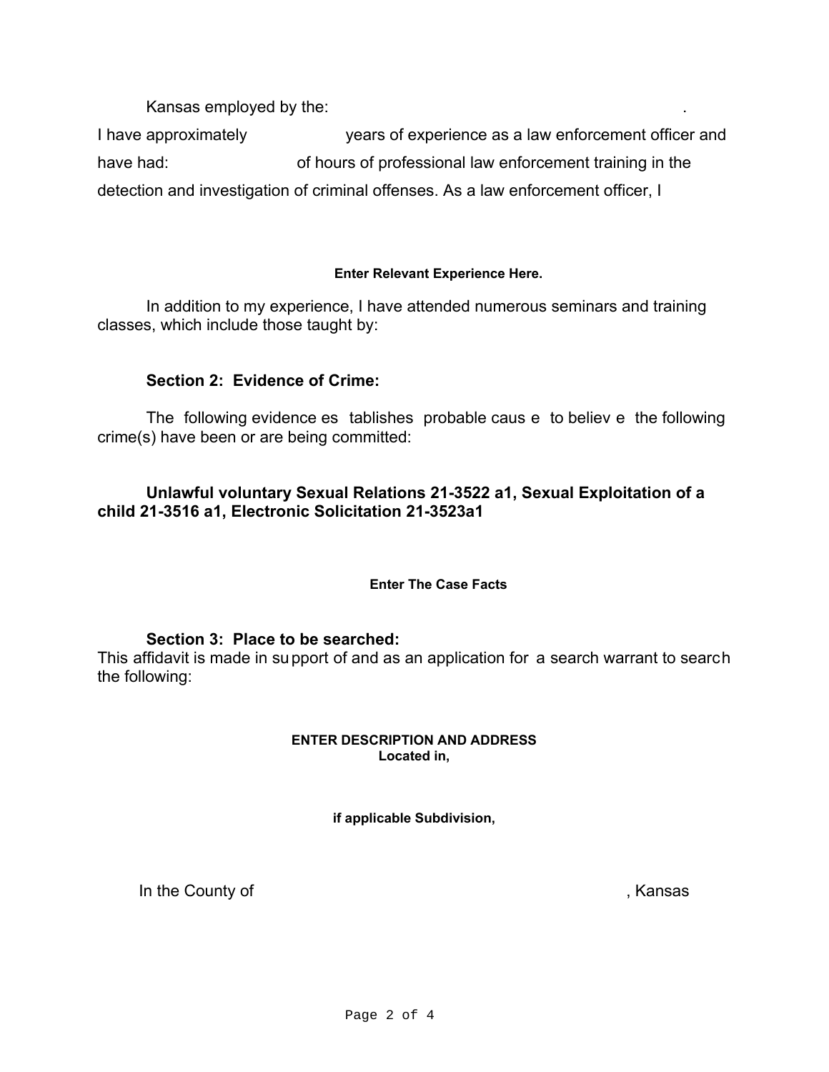Kansas employed by the: .

I have approximately years of experience as a law enforcement officer and have had: of hours of professional law enforcement training in the detection and investigation of criminal offenses. As a law enforcement officer, I

**Enter Relevant Experience Here.**

In addition to my experience, I have attended numerous seminars and training classes, which include those taught by:

**Section 2: Evidence of Crime:**

The following evidence establishes probable cause to believe the following crime(s) have been or are being committed:

**Unlawful voluntary Sexual Relations 21-3522 a1, Sexual Exploitation of a child 21-3516 a1, Electronic Solicitation 21-3523a1**

**Enter The Case Facts**

**Section 3: Place to be searched:**

This affidavit is made in support of and as an application for a search warrant to search the following:

**ENTER DESCRIPTION AND ADDRESS**
**Located in,**

**if applicable Subdivision,**

In the County of , Kansas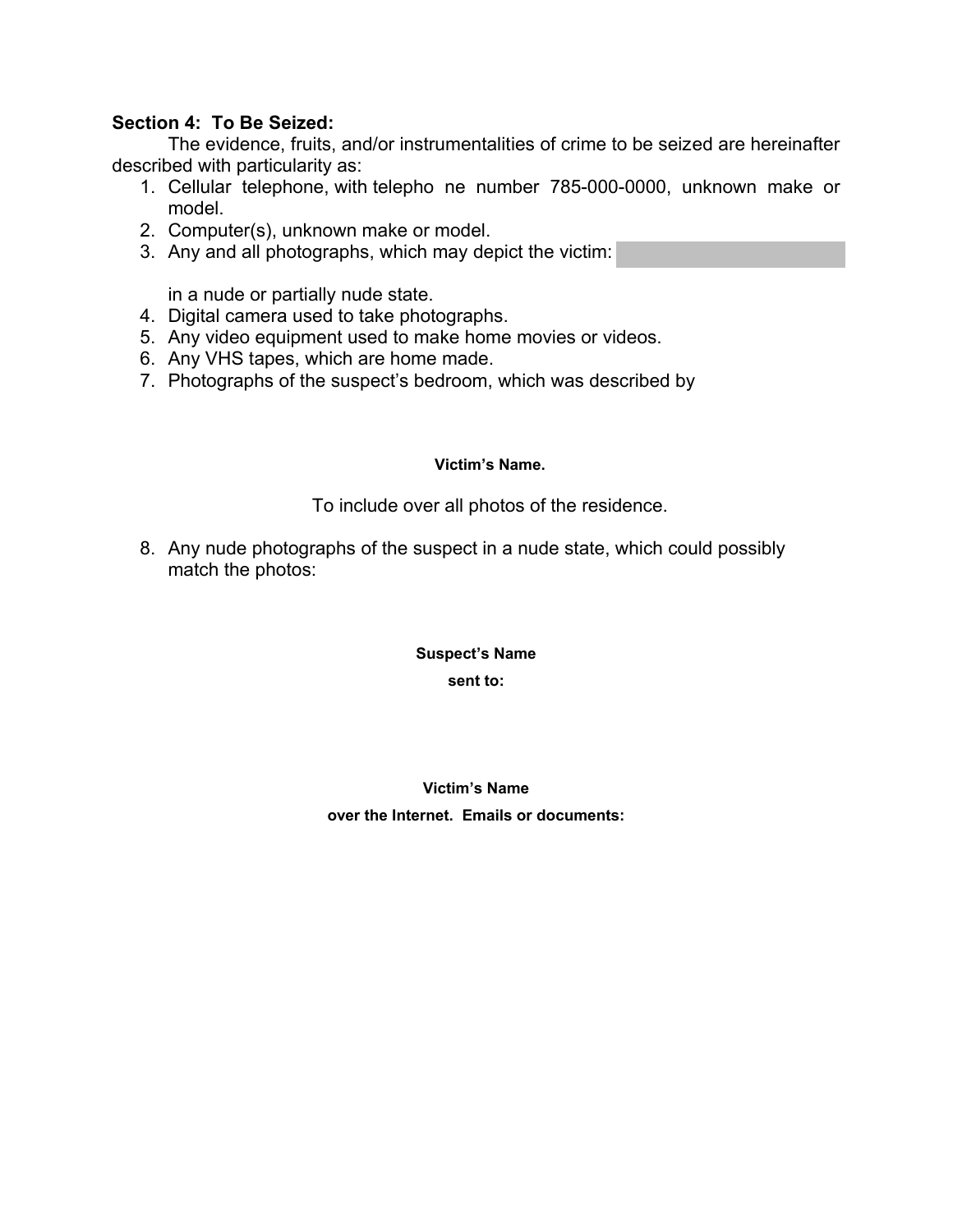**Section 4: To Be Seized:**

The evidence, fruits, and/or instrumentalities of crime to be seized are hereinafter described with particularity as:

1. Cellular telephone, with telepho ne number 785-000-0000, unknown make or model.
2. Computer(s), unknown make or model.
3. Any and all photographs, which may depict the victim:

   in a nude or partially nude state.
4. Digital camera used to take photographs.
5. Any video equipment used to make home movies or videos.
6. Any VHS tapes, which are home made.
7. Photographs of the suspect's bedroom, which was described by

   **Victim's Name.**

   To include over all photos of the residence.

8. Any nude photographs of the suspect in a nude state, which could possibly match the photos:

   **Suspect's Name**

   **sent to:**

   **Victim's Name**

   **over the Internet. Emails or documents:**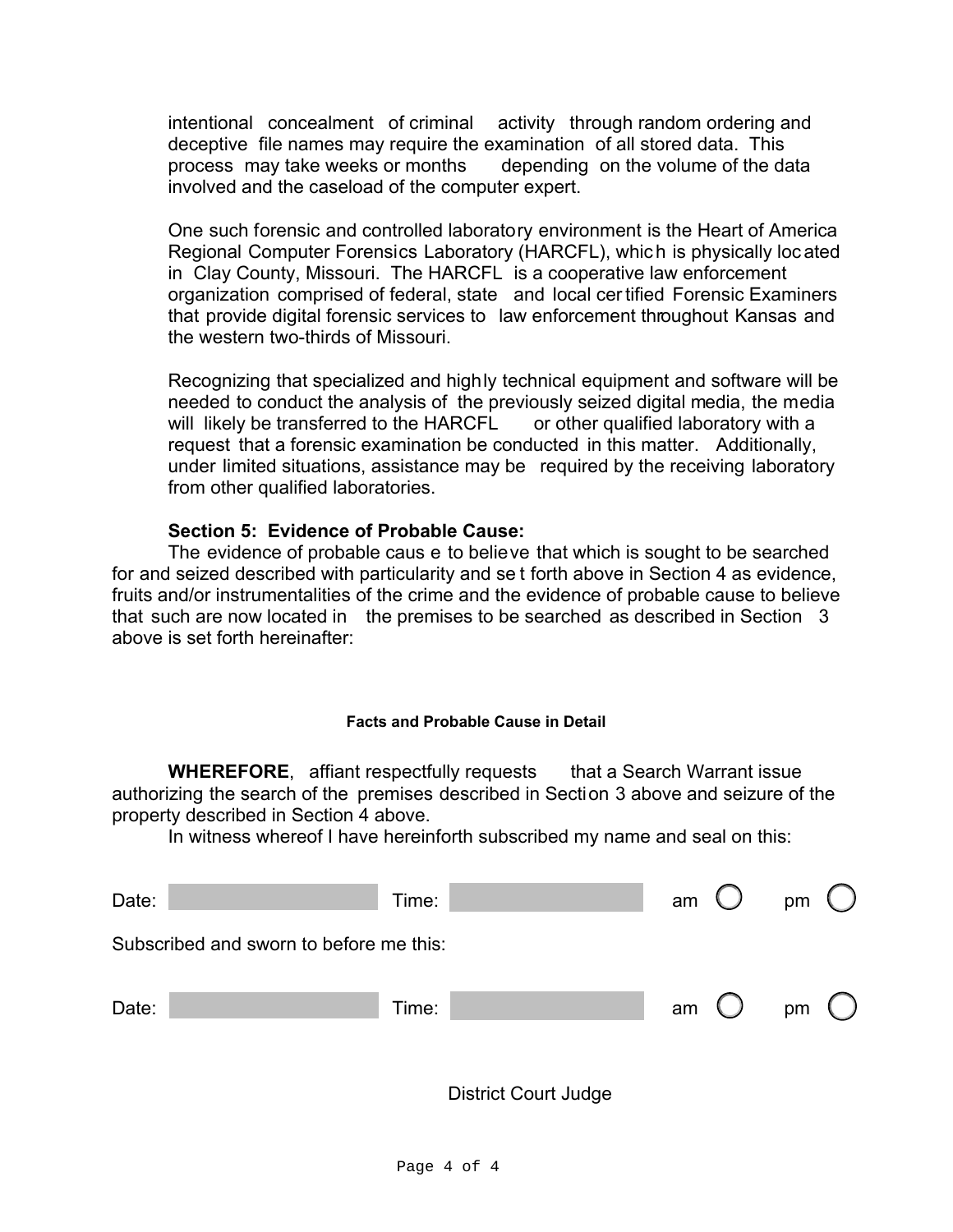intentional concealment of criminal activity through random ordering and deceptive file names may require the examination of all stored data. This process may take weeks or months depending on the volume of the data involved and the caseload of the computer expert.

One such forensic and controlled laboratory environment is the Heart of America Regional Computer Forensics Laboratory (HARCFL), which is physically located in Clay County, Missouri. The HARCFL is a cooperative law enforcement organization comprised of federal, state and local certified Forensic Examiners that provide digital forensic services to law enforcement throughout Kansas and the western two-thirds of Missouri.

Recognizing that specialized and highly technical equipment and software will be needed to conduct the analysis of the previously seized digital media, the media will likely be transferred to the HARCFL or other qualified laboratory with a request that a forensic examination be conducted in this matter. Additionally, under limited situations, assistance may be required by the receiving laboratory from other qualified laboratories.

**Section 5: Evidence of Probable Cause:**

The evidence of probable cause to believe that which is sought to be searched for and seized described with particularity and set forth above in Section 4 as evidence, fruits and/or instrumentalities of the crime and the evidence of probable cause to believe that such are now located in the premises to be searched as described in Section 3 above is set forth hereinafter:

**Facts and Probable Cause in Detail**

**WHEREFORE**, affiant respectfully requests that a Search Warrant issue authorizing the search of the premises described in Section 3 above and seizure of the property described in Section 4 above.

In witness whereof I have hereinforth subscribed my name and seal on this:

Date: \_\_\_\_\_\_\_\_\_\_ Time: \_\_\_\_\_\_\_\_\_\_ am ◯ pm ◯

Subscribed and sworn to before me this:

Date: \_\_\_\_\_\_\_\_\_\_ Time: \_\_\_\_\_\_\_\_\_\_ am ◯ pm ◯

District Court Judge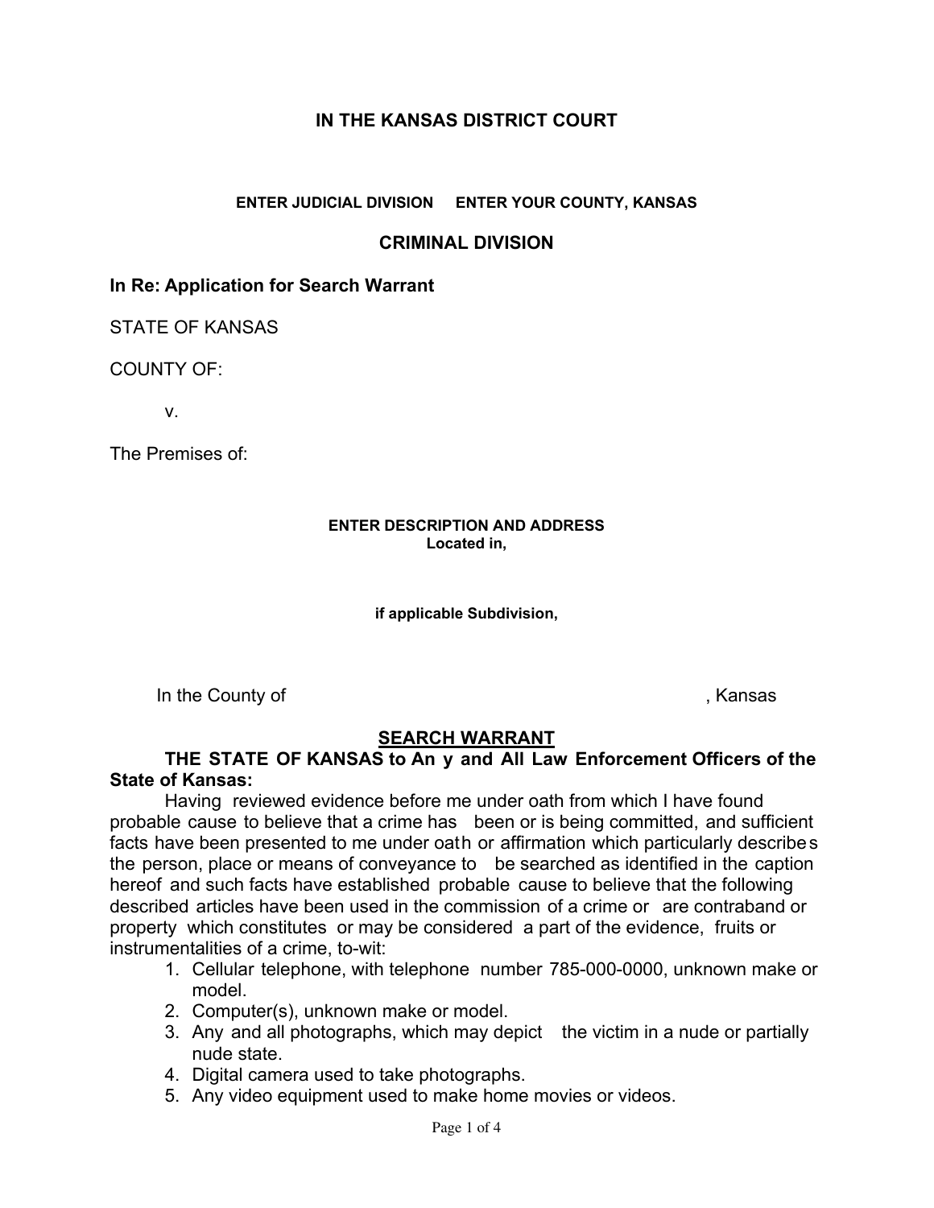## IN THE KANSAS DISTRICT COURT

**ENTER JUDICIAL DIVISION ENTER YOUR COUNTY, KANSAS**

### CRIMINAL DIVISION

**In Re: Application for Search Warrant**

STATE OF KANSAS

COUNTY OF:

v.

The Premises of:

**ENTER DESCRIPTION AND ADDRESS**
**Located in,**

**if applicable Subdivision,**

In the County of , Kansas

## SEARCH WARRANT

**THE STATE OF KANSAS to Any and All Law Enforcement Officers of the State of Kansas:**

Having reviewed evidence before me under oath from which I have found probable cause to believe that a crime has been or is being committed, and sufficient facts have been presented to me under oath or affirmation which particularly describes the person, place or means of conveyance to be searched as identified in the caption hereof and such facts have established probable cause to believe that the following described articles have been used in the commission of a crime or are contraband or property which constitutes or may be considered a part of the evidence, fruits or instrumentalities of a crime, to-wit:

1. Cellular telephone, with telephone number 785-000-0000, unknown make or model.
2. Computer(s), unknown make or model.
3. Any and all photographs, which may depict the victim in a nude or partially nude state.
4. Digital camera used to take photographs.
5. Any video equipment used to make home movies or videos.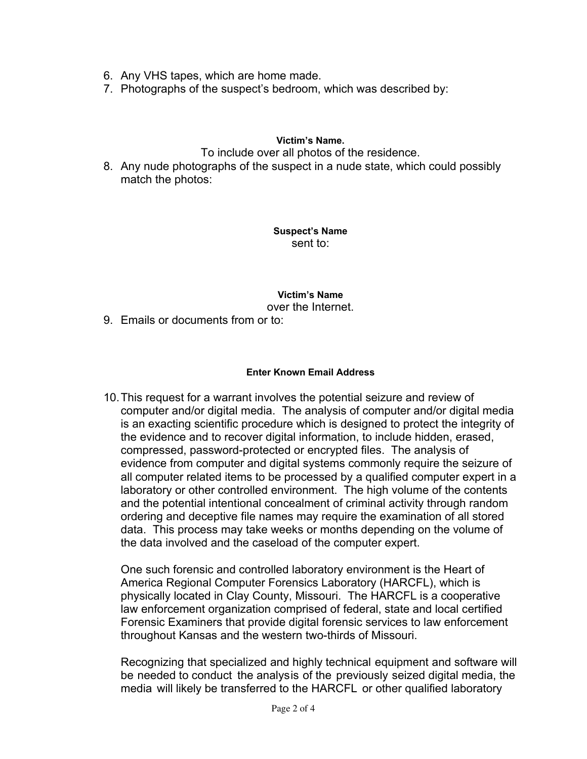6. Any VHS tapes, which are home made.
7. Photographs of the suspect's bedroom, which was described by:

**Victim's Name.**

To include over all photos of the residence.

8. Any nude photographs of the suspect in a nude state, which could possibly match the photos:

**Suspect's Name**

sent to:

**Victim's Name**

over the Internet.

9. Emails or documents from or to:

**Enter Known Email Address**

10. This request for a warrant involves the potential seizure and review of computer and/or digital media. The analysis of computer and/or digital media is an exacting scientific procedure which is designed to protect the integrity of the evidence and to recover digital information, to include hidden, erased, compressed, password-protected or encrypted files. The analysis of evidence from computer and digital systems commonly require the seizure of all computer related items to be processed by a qualified computer expert in a laboratory or other controlled environment. The high volume of the contents and the potential intentional concealment of criminal activity through random ordering and deceptive file names may require the examination of all stored data. This process may take weeks or months depending on the volume of the data involved and the caseload of the computer expert.

    One such forensic and controlled laboratory environment is the Heart of America Regional Computer Forensics Laboratory (HARCFL), which is physically located in Clay County, Missouri. The HARCFL is a cooperative law enforcement organization comprised of federal, state and local certified Forensic Examiners that provide digital forensic services to law enforcement throughout Kansas and the western two-thirds of Missouri.

    Recognizing that specialized and highly technical equipment and software will be needed to conduct the analysis of the previously seized digital media, the media will likely be transferred to the HARCFL or other qualified laboratory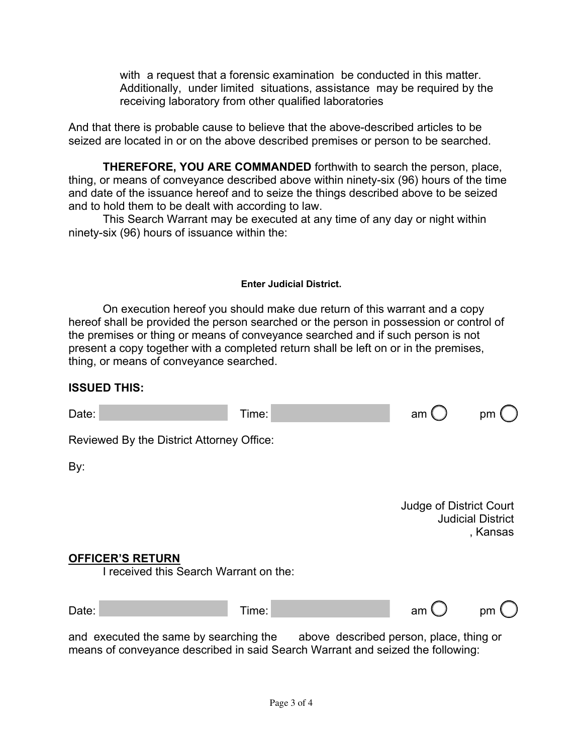with a request that a forensic examination be conducted in this matter. Additionally, under limited situations, assistance may be required by the receiving laboratory from other qualified laboratories

And that there is probable cause to believe that the above-described articles to be seized are located in or on the above described premises or person to be searched.

**THEREFORE, YOU ARE COMMANDED** forthwith to search the person, place, thing, or means of conveyance described above within ninety-six (96) hours of the time and date of the issuance hereof and to seize the things described above to be seized and to hold them to be dealt with according to law.

This Search Warrant may be executed at any time of any day or night within ninety-six (96) hours of issuance within the:

**Enter Judicial District.**

On execution hereof you should make due return of this warrant and a copy hereof shall be provided the person searched or the person in possession or control of the premises or thing or means of conveyance searched and if such person is not present a copy together with a completed return shall be left on or in the premises, thing, or means of conveyance searched.

**ISSUED THIS:**

Date: ______ Time: ______ am ◯ pm ◯

Reviewed By the District Attorney Office:

By:

Judge of District Court
Judicial District
, Kansas

**OFFICER'S RETURN**

I received this Search Warrant on the:

Date: ______ Time: ______ am ◯ pm ◯

and executed the same by searching the above described person, place, thing or means of conveyance described in said Search Warrant and seized the following: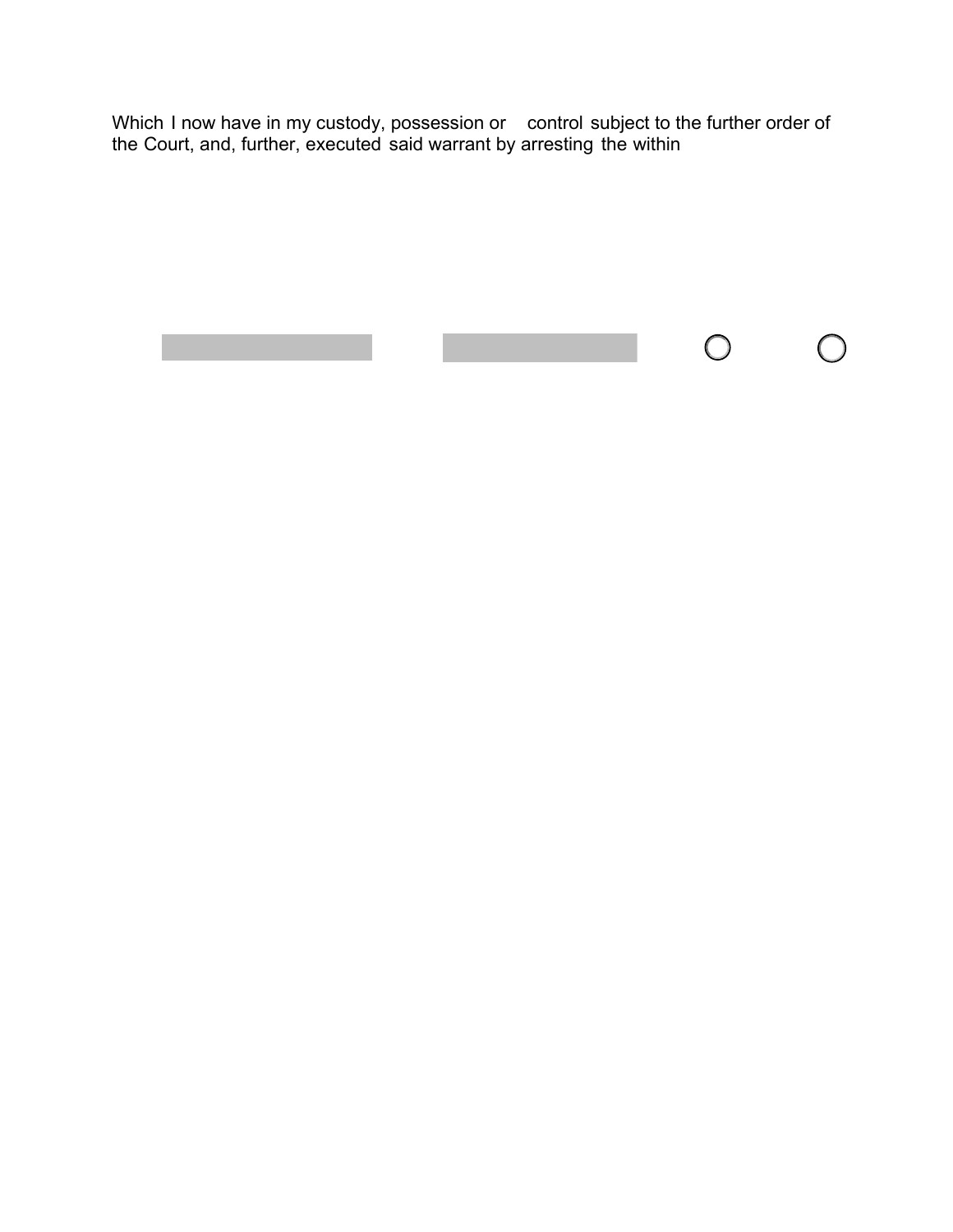Which I now have in my custody, possession or control subject to the further order of the Court, and, further, executed said warrant by arresting the within